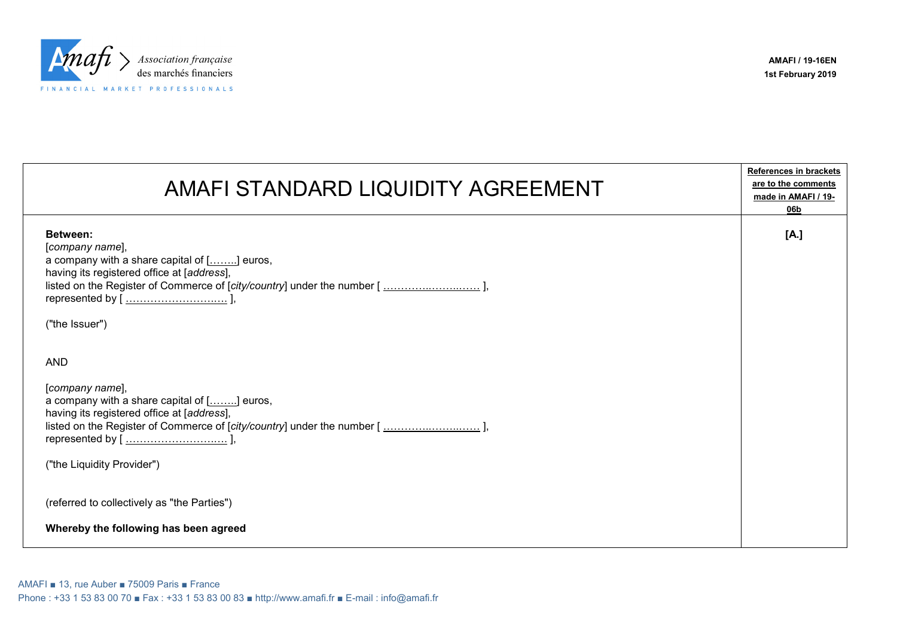AMAFI / 19-16EN
1st February 2019

| # AMAFI STANDARD LIQUIDITY AGREEMENT | References in brackets are to the comments made in AMAFI / 19-06b |
|---|---|
| **Between:**<br>[*company name*],<br>a company with a share capital of [……..] euros,<br>having its registered office at [*address*],<br>listed on the Register of Commerce of [*city/country*] under the number [ …………..……..…… ],<br>represented by [ ………………………… ],<br><br>("the Issuer")<br><br>AND<br><br>[*company name*],<br>a company with a share capital of [……..] euros,<br>having its registered office at [*address*],<br>listed on the Register of Commerce of [*city/country*] under the number [ …………..……..…… ],<br>represented by [ ………………………… ],<br><br>("the Liquidity Provider")<br><br>(referred to collectively as "the Parties")<br><br>**Whereby the following has been agreed** | **[A.]** |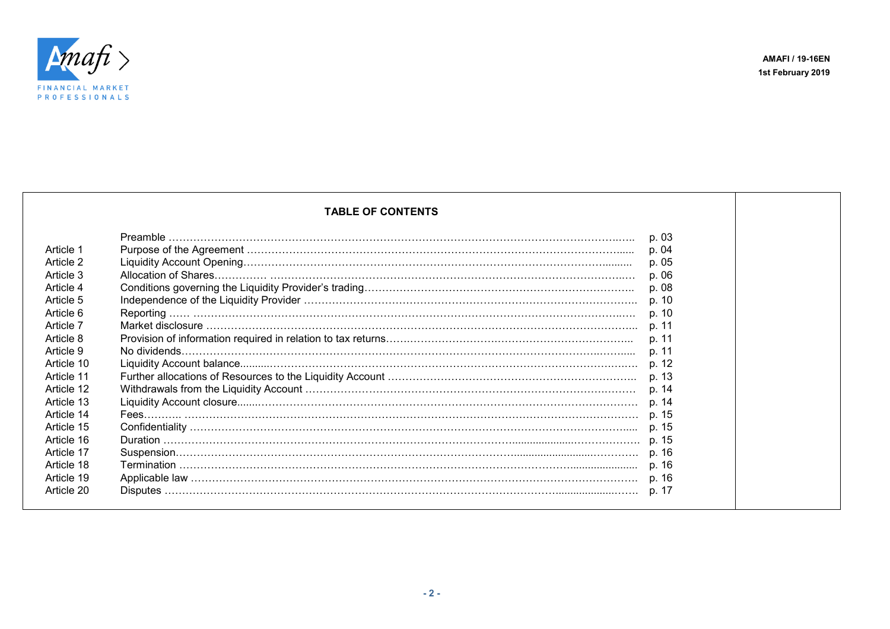## TABLE OF CONTENTS

| | | |
|---|---|---|
| | Preamble | p. 03 |
| Article 1 | Purpose of the Agreement | p. 04 |
| Article 2 | Liquidity Account Opening | p. 05 |
| Article 3 | Allocation of Shares | p. 06 |
| Article 4 | Conditions governing the Liquidity Provider's trading | p. 08 |
| Article 5 | Independence of the Liquidity Provider | p. 10 |
| Article 6 | Reporting | p. 10 |
| Article 7 | Market disclosure | p. 11 |
| Article 8 | Provision of information required in relation to tax returns | p. 11 |
| Article 9 | No dividends | p. 11 |
| Article 10 | Liquidity Account balance | p. 12 |
| Article 11 | Further allocations of Resources to the Liquidity Account | p. 13 |
| Article 12 | Withdrawals from the Liquidity Account | p. 14 |
| Article 13 | Liquidity Account closure | p. 14 |
| Article 14 | Fees | p. 15 |
| Article 15 | Confidentiality | p. 15 |
| Article 16 | Duration | p. 15 |
| Article 17 | Suspension | p. 16 |
| Article 18 | Termination | p. 16 |
| Article 19 | Applicable law | p. 16 |
| Article 20 | Disputes | p. 17 |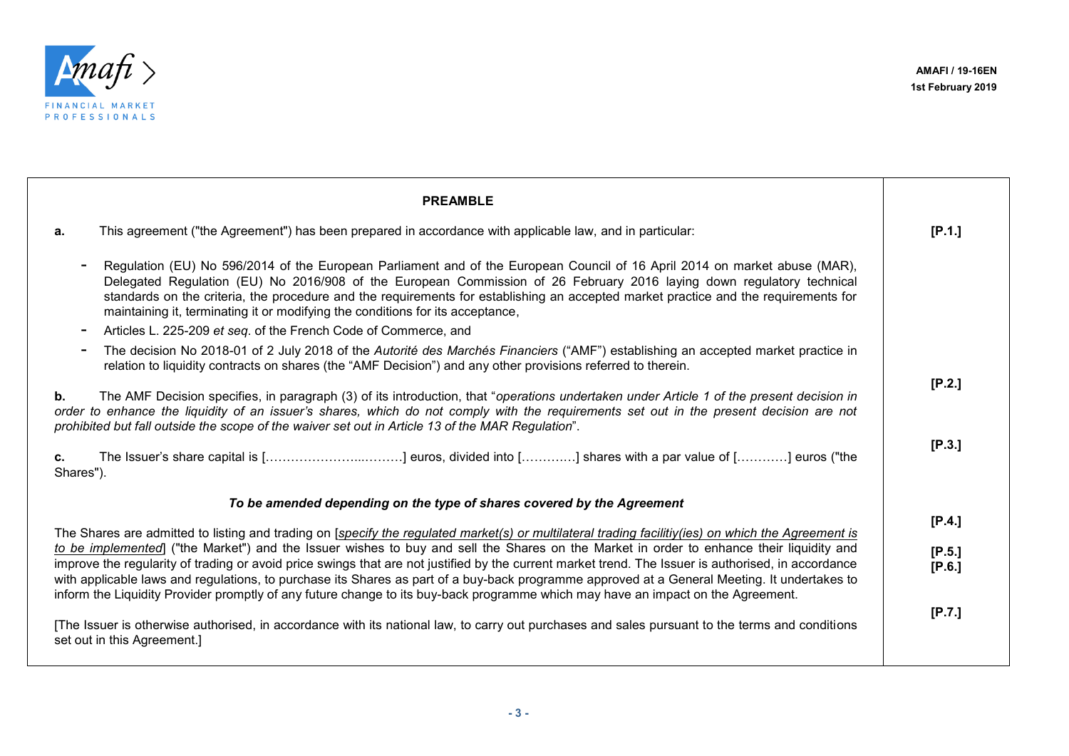## PREAMBLE

**a.** This agreement ("the Agreement") has been prepared in accordance with applicable law, and in particular: **[P.1.]**

- Regulation (EU) No 596/2014 of the European Parliament and of the European Council of 16 April 2014 on market abuse (MAR), Delegated Regulation (EU) No 2016/908 of the European Commission of 26 February 2016 laying down regulatory technical standards on the criteria, the procedure and the requirements for establishing an accepted market practice and the requirements for maintaining it, terminating it or modifying the conditions for its acceptance,
- Articles L. 225-209 *et seq*. of the French Code of Commerce, and
- The decision No 2018-01 of 2 July 2018 of the *Autorité des Marchés Financiers* ("AMF") establishing an accepted market practice in relation to liquidity contracts on shares (the "AMF Decision") and any other provisions referred to therein.

**b.** The AMF Decision specifies, in paragraph (3) of its introduction, that "*operations undertaken under Article 1 of the present decision in order to enhance the liquidity of an issuer's shares, which do not comply with the requirements set out in the present decision are not prohibited but fall outside the scope of the waiver set out in Article 13 of the MAR Regulation*". **[P.2.]**

**c.** The Issuer's share capital is [………………….…..………] euros, divided into [……….…] shares with a par value of […………] euros ("the Shares"). **[P.3.]**

***To be amended depending on the type of shares covered by the Agreement***

The Shares are admitted to listing and trading on [*specify the regulated market(s) or multilateral trading facilitiy(ies) on which the Agreement is to be implemented*] ("the Market") and the Issuer wishes to buy and sell the Shares on the Market in order to enhance their liquidity and improve the regularity of trading or avoid price swings that are not justified by the current market trend. The Issuer is authorised, in accordance with applicable laws and regulations, to purchase its Shares as part of a buy-back programme approved at a General Meeting. It undertakes to inform the Liquidity Provider promptly of any future change to its buy-back programme which may have an impact on the Agreement. **[P.4.] [P.5.] [P.6.]**

[The Issuer is otherwise authorised, in accordance with its national law, to carry out purchases and sales pursuant to the terms and conditions set out in this Agreement.] **[P.7.]**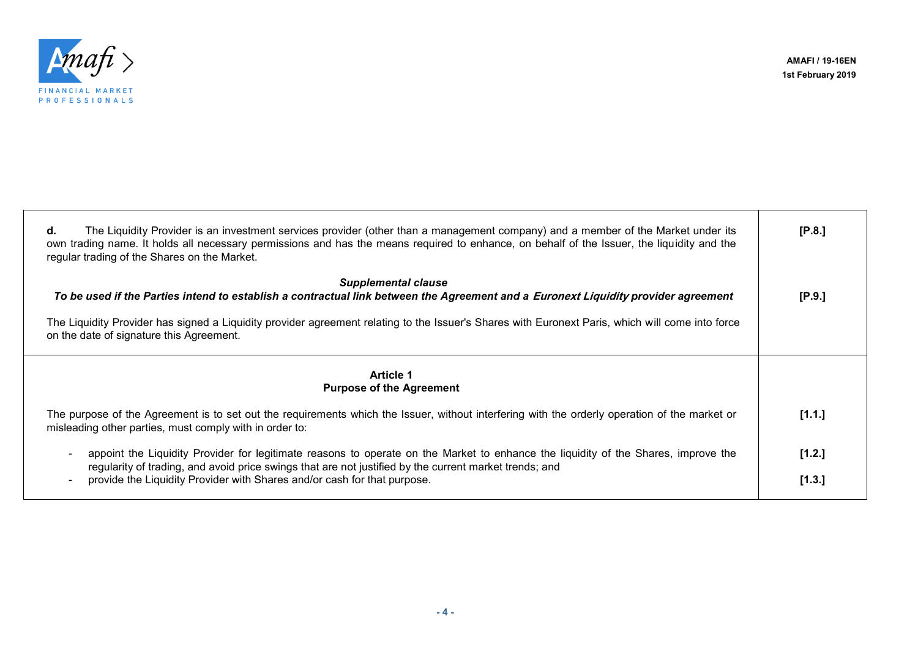| | |
|---|---|
| **d.** The Liquidity Provider is an investment services provider (other than a management company) and a member of the Market under its own trading name. It holds all necessary permissions and has the means required to enhance, on behalf of the Issuer, the liquidity and the regular trading of the Shares on the Market. | **[P.8.]** |
| ***Supplemental clause*** ***To be used if the Parties intend to establish a contractual link between the Agreement and a Euronext Liquidity provider agreement*** The Liquidity Provider has signed a Liquidity provider agreement relating to the Issuer's Shares with Euronext Paris, which will come into force on the date of signature this Agreement. | **[P.9.]** |
| **Article 1** **Purpose of the Agreement** | |
| The purpose of the Agreement is to set out the requirements which the Issuer, without interfering with the orderly operation of the market or misleading other parties, must comply with in order to: | **[1.1.]** |
| - appoint the Liquidity Provider for legitimate reasons to operate on the Market to enhance the liquidity of the Shares, improve the regularity of trading, and avoid price swings that are not justified by the current market trends; and | **[1.2.]** |
| - provide the Liquidity Provider with Shares and/or cash for that purpose. | **[1.3.]** |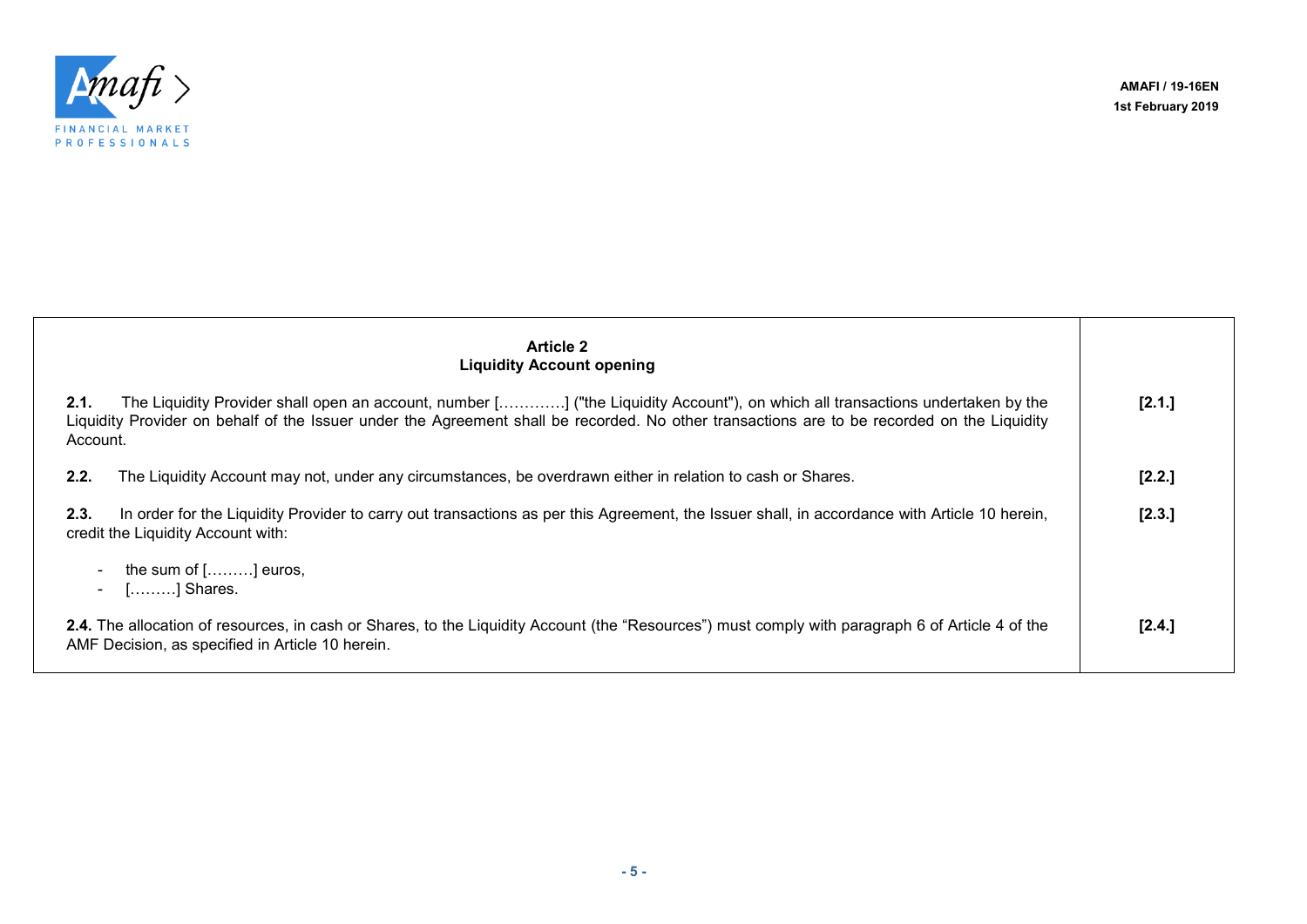| Article 2<br>Liquidity Account opening | |
|---|---|
| **2.1.** The Liquidity Provider shall open an account, number [………….] ("the Liquidity Account"), on which all transactions undertaken by the Liquidity Provider on behalf of the Issuer under the Agreement shall be recorded. No other transactions are to be recorded on the Liquidity Account. | **[2.1.]** |
| **2.2.** The Liquidity Account may not, under any circumstances, be overdrawn either in relation to cash or Shares. | **[2.2.]** |
| **2.3.** In order for the Liquidity Provider to carry out transactions as per this Agreement, the Issuer shall, in accordance with Article 10 herein, credit the Liquidity Account with:<br><br>- the sum of [………] euros,<br>- [………] Shares. | **[2.3.]** |
| **2.4.** The allocation of resources, in cash or Shares, to the Liquidity Account (the "Resources") must comply with paragraph 6 of Article 4 of the AMF Decision, as specified in Article 10 herein. | **[2.4.]** |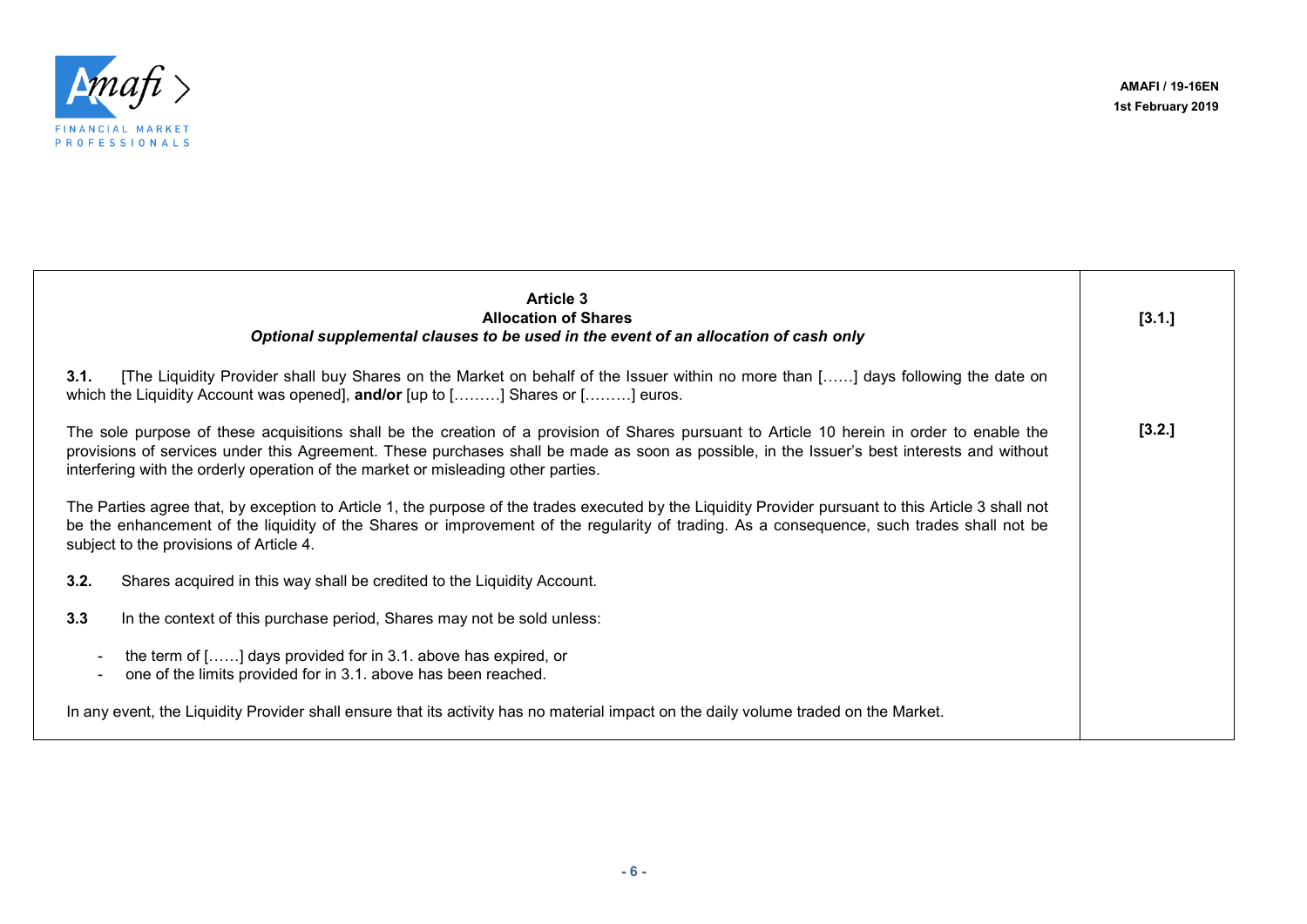| **Article 3**<br>**Allocation of Shares**<br>***Optional supplemental clauses to be used in the event of an allocation of cash only*** | **[3.1.]** |
|---|---|
| **3.1.** [The Liquidity Provider shall buy Shares on the Market on behalf of the Issuer within no more than [……] days following the date on which the Liquidity Account was opened], **and/or** [up to [………] Shares or [………] euros.<br><br>The sole purpose of these acquisitions shall be the creation of a provision of Shares pursuant to Article 10 herein in order to enable the provisions of services under this Agreement. These purchases shall be made as soon as possible, in the Issuer's best interests and without interfering with the orderly operation of the market or misleading other parties.<br><br>The Parties agree that, by exception to Article 1, the purpose of the trades executed by the Liquidity Provider pursuant to this Article 3 shall not be the enhancement of the liquidity of the Shares or improvement of the regularity of trading. As a consequence, such trades shall not be subject to the provisions of Article 4.<br><br>**3.2.** Shares acquired in this way shall be credited to the Liquidity Account.<br><br>**3.3** In the context of this purchase period, Shares may not be sold unless:<br><br>- the term of [……] days provided for in 3.1. above has expired, or<br>- one of the limits provided for in 3.1. above has been reached.<br><br>In any event, the Liquidity Provider shall ensure that its activity has no material impact on the daily volume traded on the Market. | **[3.2.]** |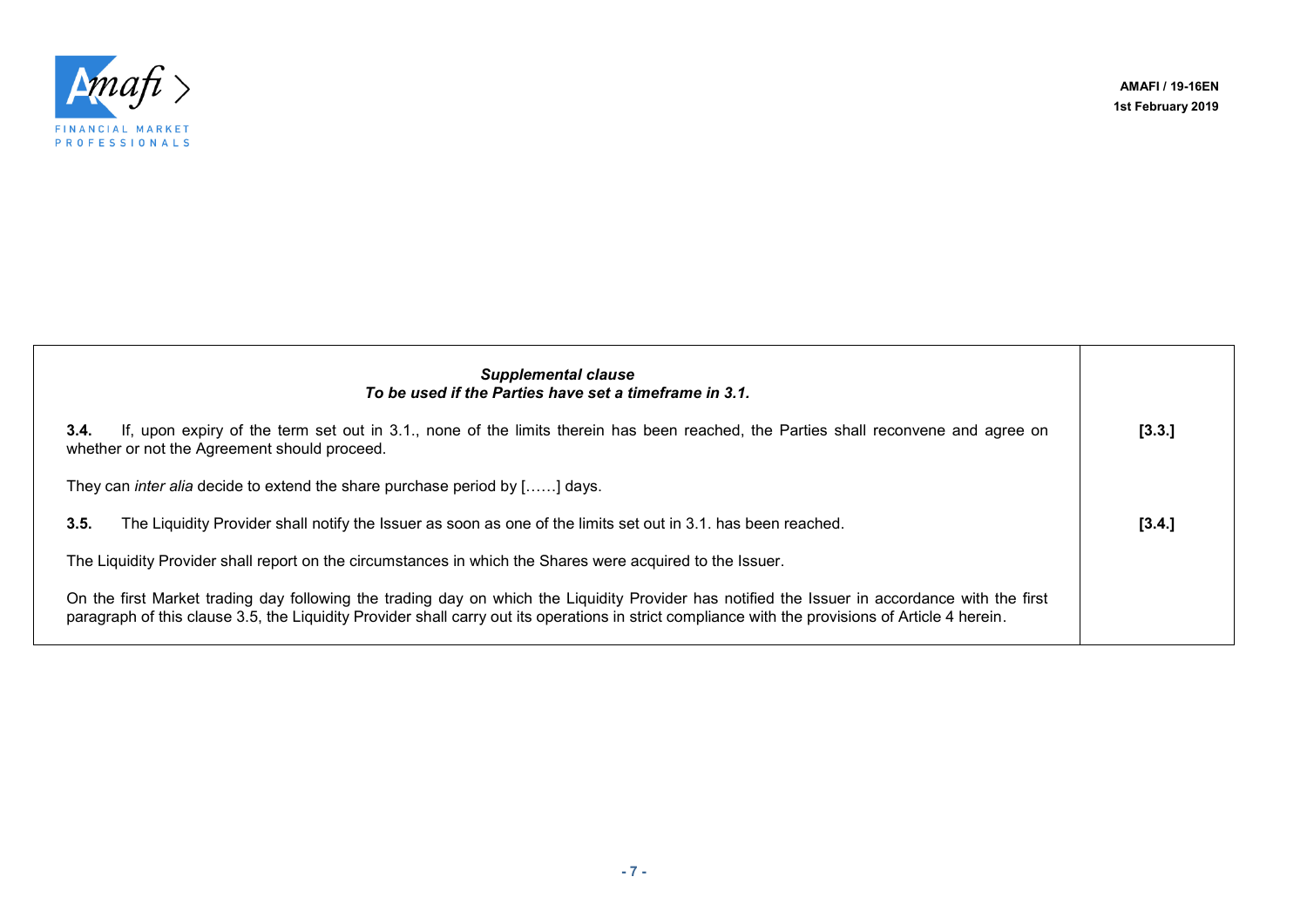| ***Supplemental clause*** <br> ***To be used if the Parties have set a timeframe in 3.1.*** | |
|---|---|
| **3.4.** If, upon expiry of the term set out in 3.1., none of the limits therein has been reached, the Parties shall reconvene and agree on whether or not the Agreement should proceed. | **[3.3.]** |
| They can *inter alia* decide to extend the share purchase period by [……] days. | |
| **3.5.** The Liquidity Provider shall notify the Issuer as soon as one of the limits set out in 3.1. has been reached. | **[3.4.]** |
| The Liquidity Provider shall report on the circumstances in which the Shares were acquired to the Issuer. | |
| On the first Market trading day following the trading day on which the Liquidity Provider has notified the Issuer in accordance with the first paragraph of this clause 3.5, the Liquidity Provider shall carry out its operations in strict compliance with the provisions of Article 4 herein. | |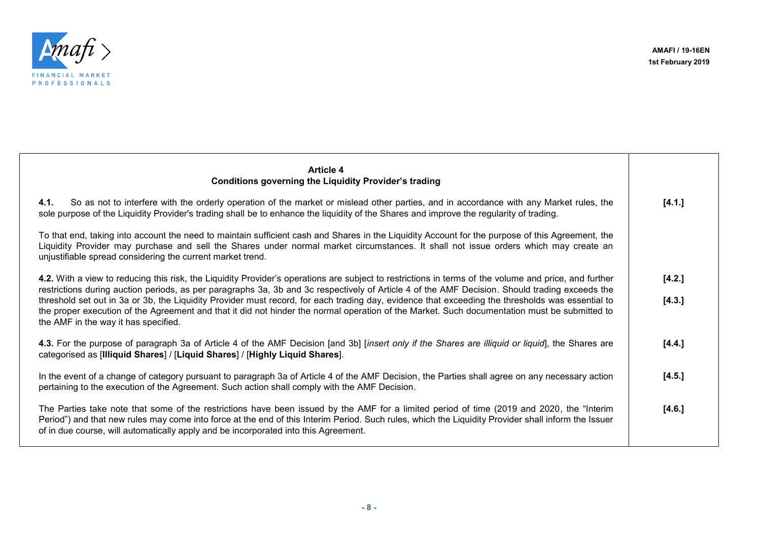| **Article 4**<br>**Conditions governing the Liquidity Provider's trading** | |
|---|---|
| **4.1.** So as not to interfere with the orderly operation of the market or mislead other parties, and in accordance with any Market rules, the sole purpose of the Liquidity Provider's trading shall be to enhance the liquidity of the Shares and improve the regularity of trading.<br><br>To that end, taking into account the need to maintain sufficient cash and Shares in the Liquidity Account for the purpose of this Agreement, the Liquidity Provider may purchase and sell the Shares under normal market circumstances. It shall not issue orders which may create an unjustifiable spread considering the current market trend. | **[4.1.]** |
| **4.2.** With a view to reducing this risk, the Liquidity Provider's operations are subject to restrictions in terms of the volume and price, and further restrictions during auction periods, as per paragraphs 3a, 3b and 3c respectively of Article 4 of the AMF Decision. Should trading exceeds the threshold set out in 3a or 3b, the Liquidity Provider must record, for each trading day, evidence that exceeding the thresholds was essential to the proper execution of the Agreement and that it did not hinder the normal operation of the Market. Such documentation must be submitted to the AMF in the way it has specified. | **[4.2.]**<br><br>**[4.3.]** |
| **4.3.** For the purpose of paragraph 3a of Article 4 of the AMF Decision [and 3b] [*insert only if the Shares are illiquid or liquid*], the Shares are categorised as [**Illiquid Shares**] / [**Liquid Shares**] / [**Highly Liquid Shares**]. | **[4.4.]** |
| In the event of a change of category pursuant to paragraph 3a of Article 4 of the AMF Decision, the Parties shall agree on any necessary action pertaining to the execution of the Agreement. Such action shall comply with the AMF Decision. | **[4.5.]** |
| The Parties take note that some of the restrictions have been issued by the AMF for a limited period of time (2019 and 2020, the "Interim Period") and that new rules may come into force at the end of this Interim Period. Such rules, which the Liquidity Provider shall inform the Issuer of in due course, will automatically apply and be incorporated into this Agreement. | **[4.6.]** |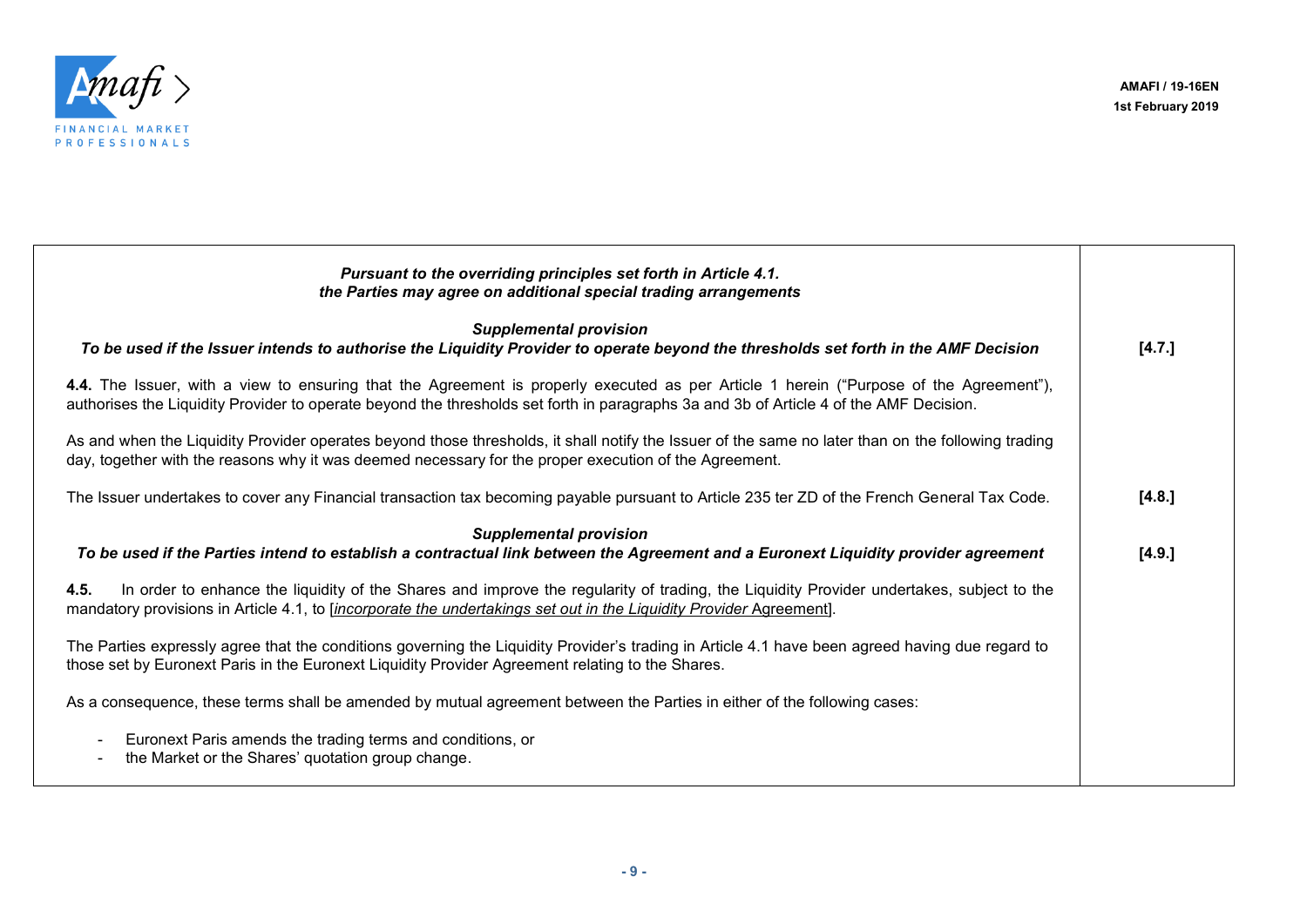| | |
|---|---|
| ***Pursuant to the overriding principles set forth in Article 4.1. the Parties may agree on additional special trading arrangements*** | |
| ***Supplemental provision*** ***To be used if the Issuer intends to authorise the Liquidity Provider to operate beyond the thresholds set forth in the AMF Decision*** | **[4.7.]** |
| **4.4.** The Issuer, with a view to ensuring that the Agreement is properly executed as per Article 1 herein ("Purpose of the Agreement"), authorises the Liquidity Provider to operate beyond the thresholds set forth in paragraphs 3a and 3b of Article 4 of the AMF Decision. | |
| As and when the Liquidity Provider operates beyond those thresholds, it shall notify the Issuer of the same no later than on the following trading day, together with the reasons why it was deemed necessary for the proper execution of the Agreement. | |
| The Issuer undertakes to cover any Financial transaction tax becoming payable pursuant to Article 235 ter ZD of the French General Tax Code. | **[4.8.]** |
| ***Supplemental provision*** ***To be used if the Parties intend to establish a contractual link between the Agreement and a Euronext Liquidity provider agreement*** | **[4.9.]** |
| **4.5.** In order to enhance the liquidity of the Shares and improve the regularity of trading, the Liquidity Provider undertakes, subject to the mandatory provisions in Article 4.1, to [*incorporate the undertakings set out in the Liquidity Provider* Agreement]. | |
| The Parties expressly agree that the conditions governing the Liquidity Provider's trading in Article 4.1 have been agreed having due regard to those set by Euronext Paris in the Euronext Liquidity Provider Agreement relating to the Shares. | |
| As a consequence, these terms shall be amended by mutual agreement between the Parties in either of the following cases: <br>- Euronext Paris amends the trading terms and conditions, or <br>- the Market or the Shares' quotation group change. | |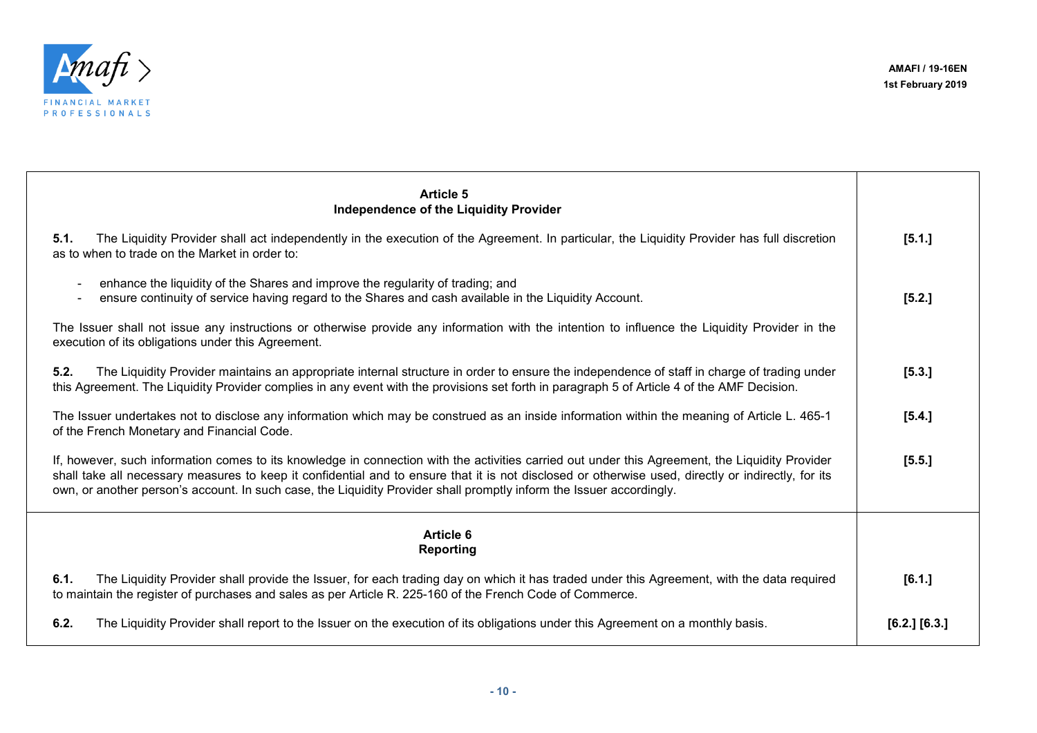| Article 5<br>Independence of the Liquidity Provider | |
|---|---|
| **5.1.** The Liquidity Provider shall act independently in the execution of the Agreement. In particular, the Liquidity Provider has full discretion as to when to trade on the Market in order to: | [5.1.] |
| - enhance the liquidity of the Shares and improve the regularity of trading; and<br>- ensure continuity of service having regard to the Shares and cash available in the Liquidity Account. | [5.2.] |
| The Issuer shall not issue any instructions or otherwise provide any information with the intention to influence the Liquidity Provider in the execution of its obligations under this Agreement. | |
| **5.2.** The Liquidity Provider maintains an appropriate internal structure in order to ensure the independence of staff in charge of trading under this Agreement. The Liquidity Provider complies in any event with the provisions set forth in paragraph 5 of Article 4 of the AMF Decision. | [5.3.] |
| The Issuer undertakes not to disclose any information which may be construed as an inside information within the meaning of Article L. 465-1 of the French Monetary and Financial Code. | [5.4.] |
| If, however, such information comes to its knowledge in connection with the activities carried out under this Agreement, the Liquidity Provider shall take all necessary measures to keep it confidential and to ensure that it is not disclosed or otherwise used, directly or indirectly, for its own, or another person's account. In such case, the Liquidity Provider shall promptly inform the Issuer accordingly. | [5.5.] |
| **Article 6<br>Reporting** | |
| **6.1.** The Liquidity Provider shall provide the Issuer, for each trading day on which it has traded under this Agreement, with the data required to maintain the register of purchases and sales as per Article R. 225-160 of the French Code of Commerce. | [6.1.] |
| **6.2.** The Liquidity Provider shall report to the Issuer on the execution of its obligations under this Agreement on a monthly basis. | [6.2.] [6.3.] |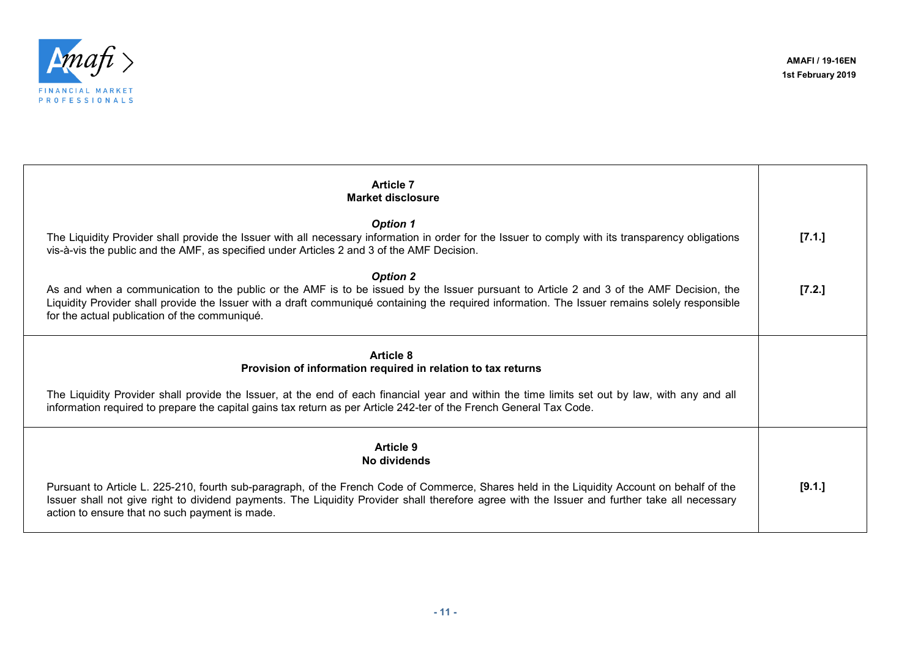| | |
|---|---|
| **Article 7**<br>**Market disclosure**<br><br>***Option 1***<br>The Liquidity Provider shall provide the Issuer with all necessary information in order for the Issuer to comply with its transparency obligations vis-à-vis the public and the AMF, as specified under Articles 2 and 3 of the AMF Decision.<br><br>***Option 2***<br>As and when a communication to the public or the AMF is to be issued by the Issuer pursuant to Article 2 and 3 of the AMF Decision, the Liquidity Provider shall provide the Issuer with a draft communiqué containing the required information. The Issuer remains solely responsible for the actual publication of the communiqué. | **[7.1.]**<br><br>**[7.2.]** |
| **Article 8**<br>**Provision of information required in relation to tax returns**<br><br>The Liquidity Provider shall provide the Issuer, at the end of each financial year and within the time limits set out by law, with any and all information required to prepare the capital gains tax return as per Article 242-ter of the French General Tax Code. | |
| **Article 9**<br>**No dividends**<br><br>Pursuant to Article L. 225-210, fourth sub-paragraph, of the French Code of Commerce, Shares held in the Liquidity Account on behalf of the Issuer shall not give right to dividend payments. The Liquidity Provider shall therefore agree with the Issuer and further take all necessary action to ensure that no such payment is made. | **[9.1.]** |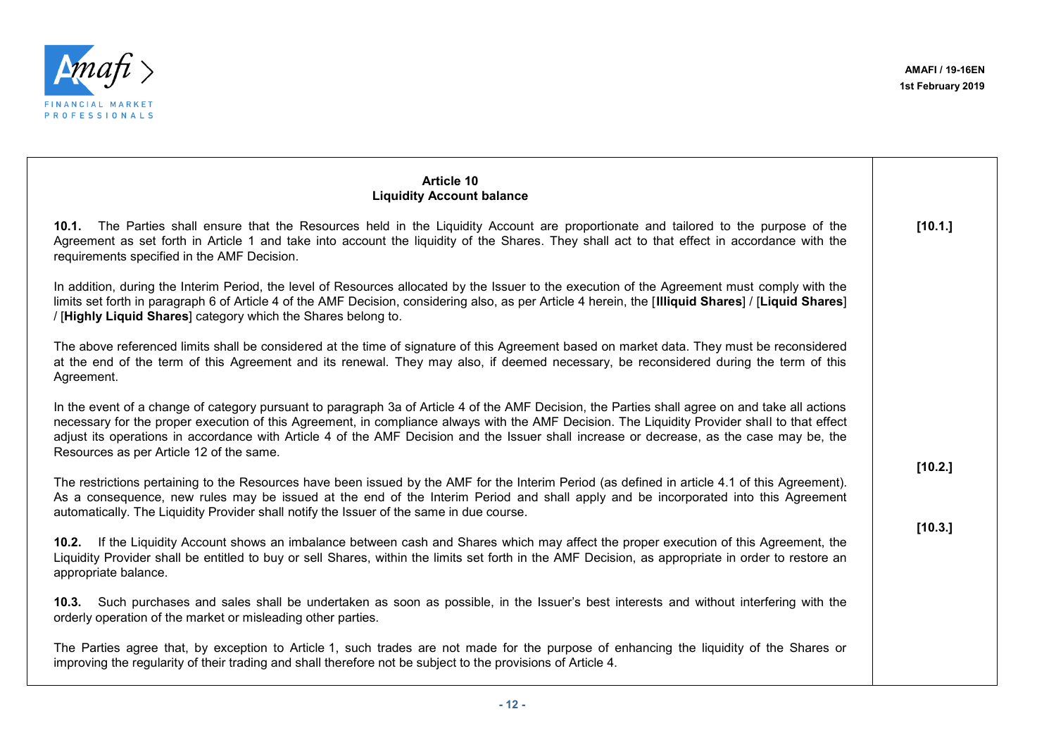| **Article 10**<br>**Liquidity Account balance**<br><br>**10.1.** The Parties shall ensure that the Resources held in the Liquidity Account are proportionate and tailored to the purpose of the Agreement as set forth in Article 1 and take into account the liquidity of the Shares. They shall act to that effect in accordance with the requirements specified in the AMF Decision.<br><br>In addition, during the Interim Period, the level of Resources allocated by the Issuer to the execution of the Agreement must comply with the limits set forth in paragraph 6 of Article 4 of the AMF Decision, considering also, as per Article 4 herein, the [**Illiquid Shares**] / [**Liquid Shares**] / [**Highly Liquid Shares**] category which the Shares belong to.<br><br>The above referenced limits shall be considered at the time of signature of this Agreement based on market data. They must be reconsidered at the end of the term of this Agreement and its renewal. They may also, if deemed necessary, be reconsidered during the term of this Agreement.<br><br>In the event of a change of category pursuant to paragraph 3a of Article 4 of the AMF Decision, the Parties shall agree on and take all actions necessary for the proper execution of this Agreement, in compliance always with the AMF Decision. The Liquidity Provider shall to that effect adjust its operations in accordance with Article 4 of the AMF Decision and the Issuer shall increase or decrease, as the case may be, the Resources as per Article 12 of the same.<br><br>The restrictions pertaining to the Resources have been issued by the AMF for the Interim Period (as defined in article 4.1 of this Agreement). As a consequence, new rules may be issued at the end of the Interim Period and shall apply and be incorporated into this Agreement automatically. The Liquidity Provider shall notify the Issuer of the same in due course.<br><br>**10.2.** If the Liquidity Account shows an imbalance between cash and Shares which may affect the proper execution of this Agreement, the Liquidity Provider shall be entitled to buy or sell Shares, within the limits set forth in the AMF Decision, as appropriate in order to restore an appropriate balance.<br><br>**10.3.** Such purchases and sales shall be undertaken as soon as possible, in the Issuer's best interests and without interfering with the orderly operation of the market or misleading other parties.<br><br>The Parties agree that, by exception to Article 1, such trades are not made for the purpose of enhancing the liquidity of the Shares or improving the regularity of their trading and shall therefore not be subject to the provisions of Article 4. | **[10.1.]**<br><br>**[10.2.]**<br><br>**[10.3.]** |
|---|---|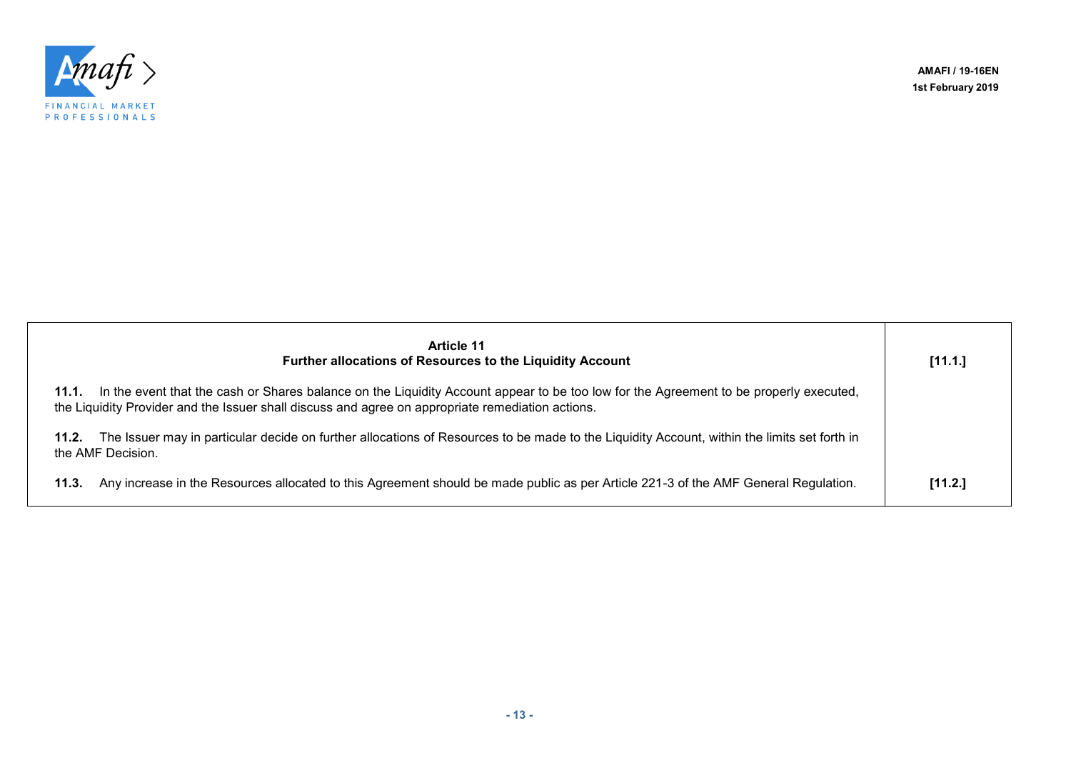| **Article 11**<br>**Further allocations of Resources to the Liquidity Account** | **[11.1.]** |
|---|---|
| **11.1.** In the event that the cash or Shares balance on the Liquidity Account appear to be too low for the Agreement to be properly executed, the Liquidity Provider and the Issuer shall discuss and agree on appropriate remediation actions. | |
| **11.2.** The Issuer may in particular decide on further allocations of Resources to be made to the Liquidity Account, within the limits set forth in the AMF Decision. | |
| **11.3.** Any increase in the Resources allocated to this Agreement should be made public as per Article 221-3 of the AMF General Regulation. | **[11.2.]** |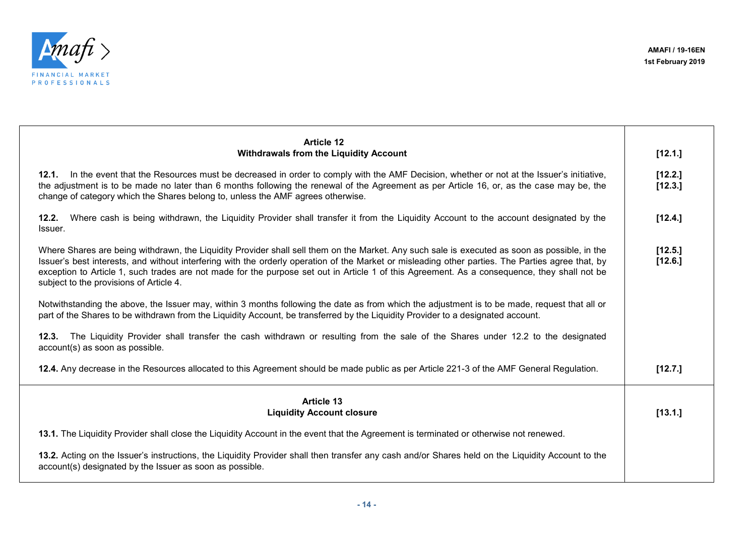| Article 12<br>**Withdrawals from the Liquidity Account** | **[12.1.]** |
|---|---|
| **12.1.** In the event that the Resources must be decreased in order to comply with the AMF Decision, whether or not at the Issuer's initiative, the adjustment is to be made no later than 6 months following the renewal of the Agreement as per Article 16, or, as the case may be, the change of category which the Shares belong to, unless the AMF agrees otherwise. | **[12.2.]**<br>**[12.3.]** |
| **12.2.** Where cash is being withdrawn, the Liquidity Provider shall transfer it from the Liquidity Account to the account designated by the Issuer. | **[12.4.]** |
| Where Shares are being withdrawn, the Liquidity Provider shall sell them on the Market. Any such sale is executed as soon as possible, in the Issuer's best interests, and without interfering with the orderly operation of the Market or misleading other parties. The Parties agree that, by exception to Article 1, such trades are not made for the purpose set out in Article 1 of this Agreement. As a consequence, they shall not be subject to the provisions of Article 4. | **[12.5.]**<br>**[12.6.]** |
| Notwithstanding the above, the Issuer may, within 3 months following the date as from which the adjustment is to be made, request that all or part of the Shares to be withdrawn from the Liquidity Account, be transferred by the Liquidity Provider to a designated account. | |
| **12.3.** The Liquidity Provider shall transfer the cash withdrawn or resulting from the sale of the Shares under 12.2 to the designated account(s) as soon as possible. | |
| **12.4.** Any decrease in the Resources allocated to this Agreement should be made public as per Article 221-3 of the AMF General Regulation. | **[12.7.]** |
| **Article 13**<br>**Liquidity Account closure** | **[13.1.]** |
| **13.1.** The Liquidity Provider shall close the Liquidity Account in the event that the Agreement is terminated or otherwise not renewed. | |
| **13.2.** Acting on the Issuer's instructions, the Liquidity Provider shall then transfer any cash and/or Shares held on the Liquidity Account to the account(s) designated by the Issuer as soon as possible. | |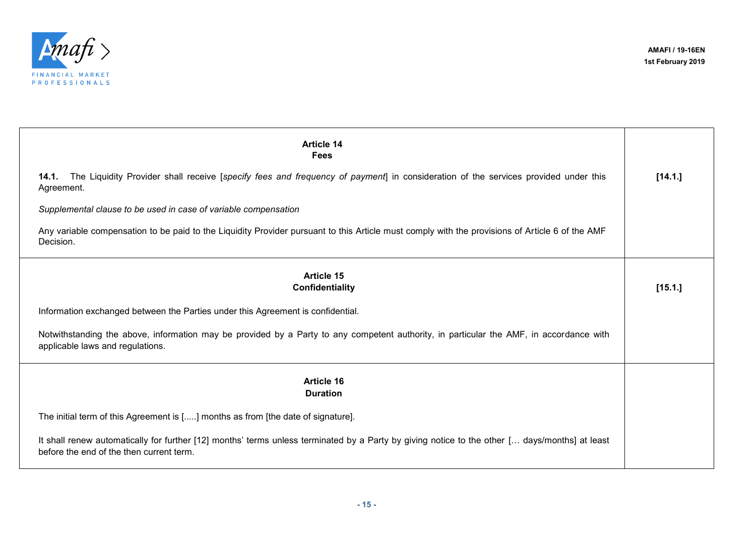| | |
|---|---|
| **Article 14**<br>**Fees**<br><br>**14.1.** The Liquidity Provider shall receive [*specify fees and frequency of payment*] in consideration of the services provided under this Agreement.<br><br>*Supplemental clause to be used in case of variable compensation*<br><br>Any variable compensation to be paid to the Liquidity Provider pursuant to this Article must comply with the provisions of Article 6 of the AMF Decision. | **[14.1.]** |
| **Article 15**<br>**Confidentiality**<br><br>Information exchanged between the Parties under this Agreement is confidential.<br><br>Notwithstanding the above, information may be provided by a Party to any competent authority, in particular the AMF, in accordance with applicable laws and regulations. | **[15.1.]** |
| **Article 16**<br>**Duration**<br><br>The initial term of this Agreement is [.....] months as from [the date of signature].<br><br>It shall renew automatically for further [12] months' terms unless terminated by a Party by giving notice to the other [… days/months] at least before the end of the then current term. | |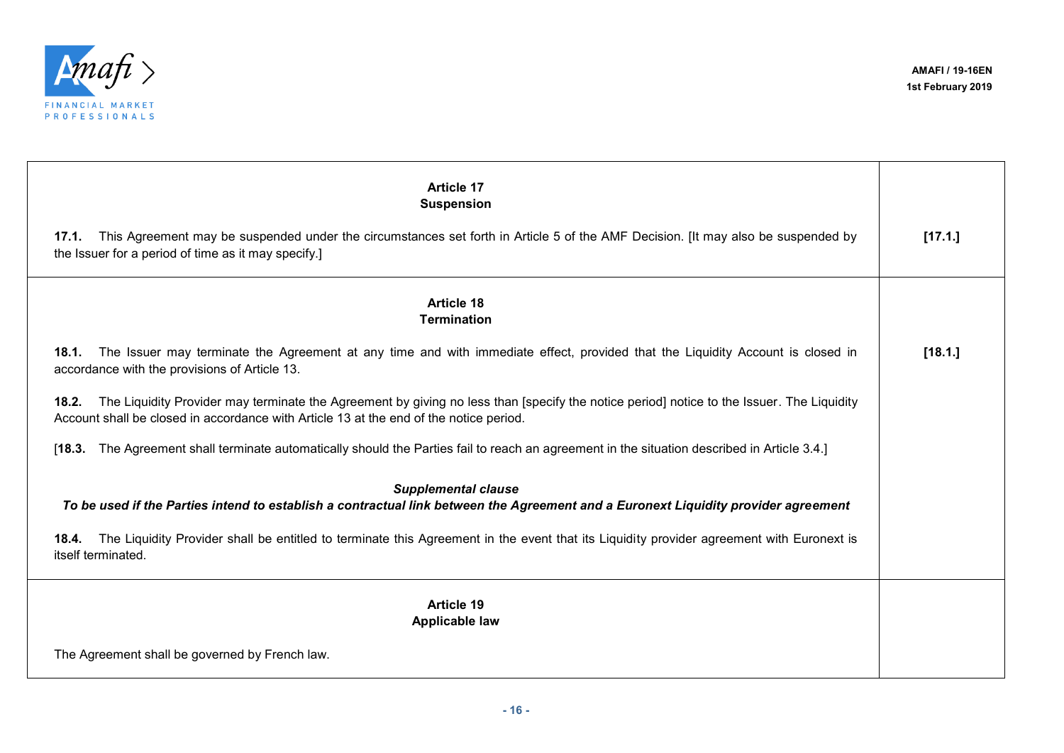| | |
|---|---|
| **Article 17**<br>**Suspension**<br><br>**17.1.** This Agreement may be suspended under the circumstances set forth in Article 5 of the AMF Decision. [It may also be suspended by the Issuer for a period of time as it may specify.] | **[17.1.]** |
| **Article 18**<br>**Termination**<br><br>**18.1.** The Issuer may terminate the Agreement at any time and with immediate effect, provided that the Liquidity Account is closed in accordance with the provisions of Article 13.<br><br>**18.2.** The Liquidity Provider may terminate the Agreement by giving no less than [specify the notice period] notice to the Issuer. The Liquidity Account shall be closed in accordance with Article 13 at the end of the notice period.<br><br>[**18.3.** The Agreement shall terminate automatically should the Parties fail to reach an agreement in the situation described in Article 3.4.]<br><br>***Supplemental clause***<br>***To be used if the Parties intend to establish a contractual link between the Agreement and a Euronext Liquidity provider agreement***<br><br>**18.4.** The Liquidity Provider shall be entitled to terminate this Agreement in the event that its Liquidity provider agreement with Euronext is itself terminated. | **[18.1.]** |
| **Article 19**<br>**Applicable law**<br><br>The Agreement shall be governed by French law. | |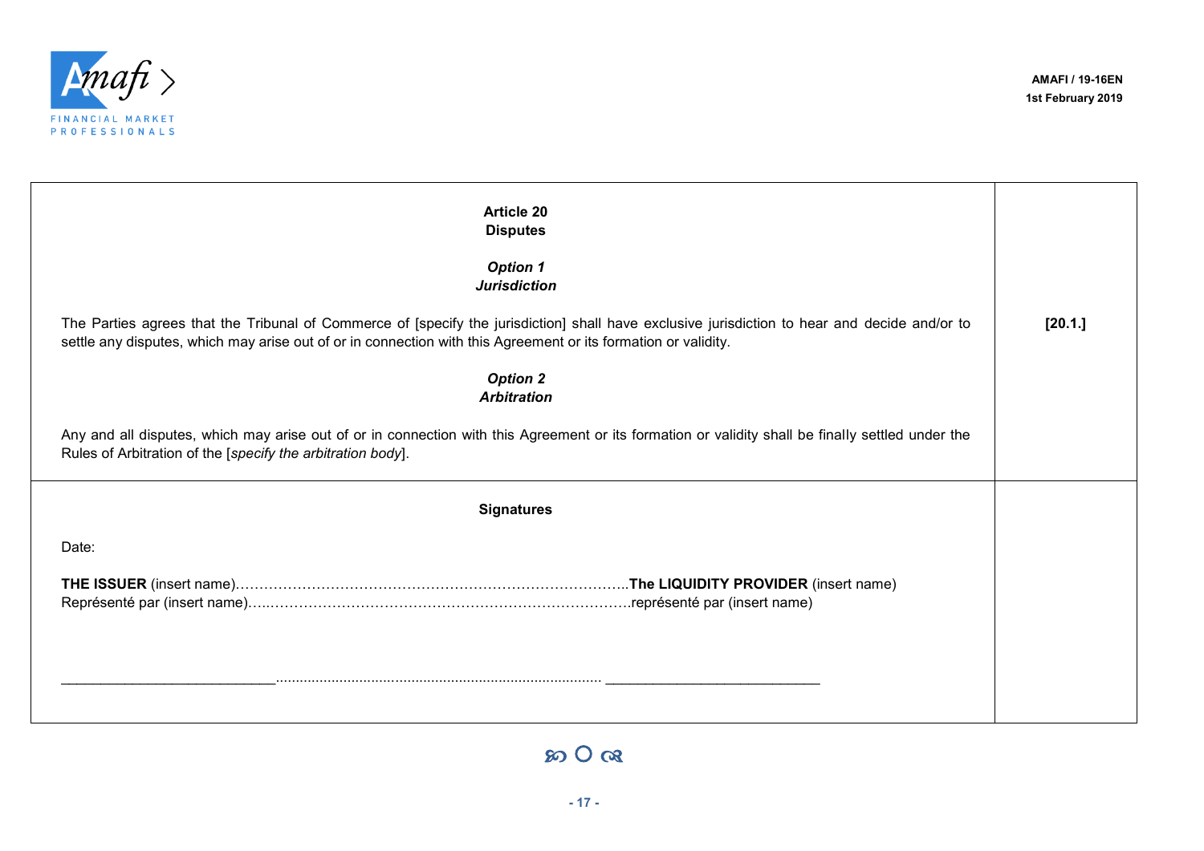| | |
|---|---|
| **Article 20**<br>**Disputes**<br><br>***Option 1***<br>***Jurisdiction***<br><br>The Parties agrees that the Tribunal of Commerce of [specify the jurisdiction] shall have exclusive jurisdiction to hear and decide and/or to settle any disputes, which may arise out of or in connection with this Agreement or its formation or validity.<br><br>***Option 2***<br>***Arbitration***<br><br>Any and all disputes, which may arise out of or in connection with this Agreement or its formation or validity shall be finally settled under the Rules of Arbitration of the [*specify the arbitration body*]. | **[20.1.]** |
| **Signatures**<br><br>Date:<br><br>**THE ISSUER** (insert name)…………………………………………………………………………..**The LIQUIDITY PROVIDER** (insert name)<br>Représenté par (insert name)…..…………………………………………………………………représenté par (insert name)<br><br>___________________________.................................................................................. ___________________________ | |